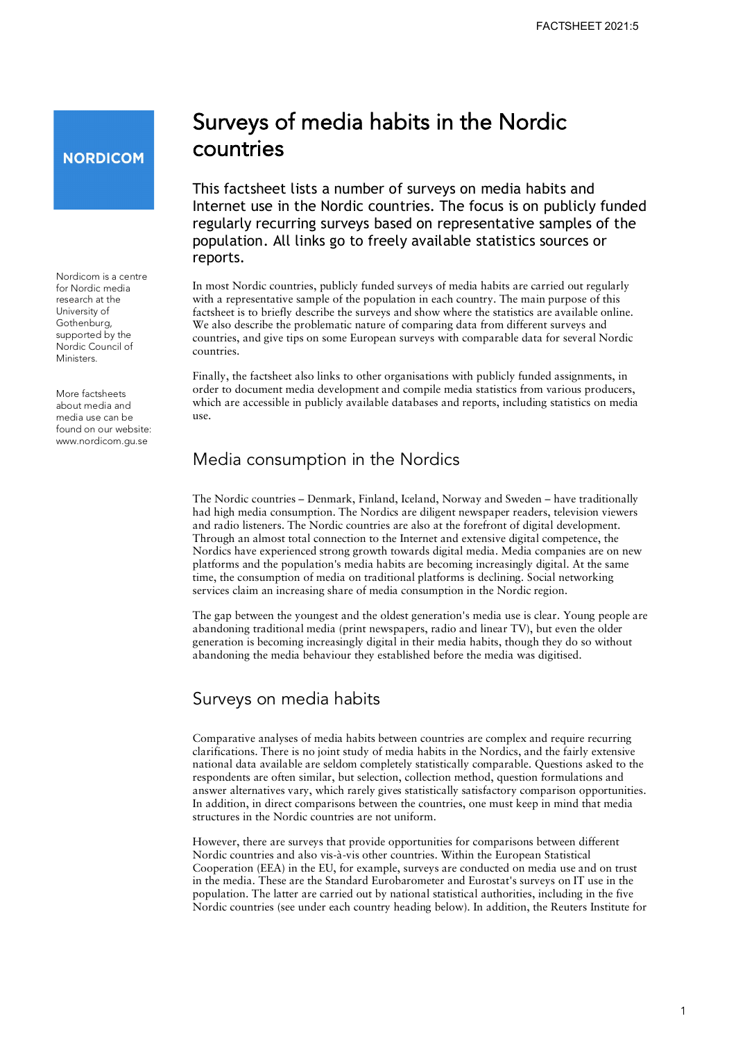NORDICOM

Nordicom is a centre for Nordic media research at the University of Gothenburg, supported by the Nordic Council of Ministers.

More factsheets about media and media use can be found on our website: www.nordicom.gu.se

# Surveys of media habits in the Nordic countries

This factsheet lists a number of surveys on media habits and Internet use in the Nordic countries. The focus is on publicly funded regularly recurring surveys based on representative samples of the population. All links go to freely available statistics sources or reports.

In most Nordic countries, publicly funded surveys of media habits are carried out regularly with a representative sample of the population in each country. The main purpose of this factsheet is to briefly describe the surveys and show where the statistics are available online. We also describe the problematic nature of comparing data from different surveys and countries, and give tips on some European surveys with comparable data for several Nordic countries.

Finally, the factsheet also links to other organisations with publicly funded assignments, in order to document media development and compile media statistics from various producers, which are accessible in publicly available databases and reports, including statistics on media use.

## Media consumption in the Nordics

The Nordic countries – Denmark, Finland, Iceland, Norway and Sweden – have traditionally had high media consumption. The Nordics are diligent newspaper readers, television viewers and radio listeners. The Nordic countries are also at the forefront of digital development. Through an almost total connection to the Internet and extensive digital competence, the Nordics have experienced strong growth towards digital media. Media companies are on new platforms and the population's media habits are becoming increasingly digital. At the same time, the consumption of media on traditional platforms is declining. Social networking services claim an increasing share of media consumption in the Nordic region.

The gap between the youngest and the oldest generation's media use is clear. Young people are abandoning traditional media (print newspapers, radio and linear TV), but even the older generation is becoming increasingly digital in their media habits, though they do so without abandoning the media behaviour they established before the media was digitised.

## Surveys on media habits

Comparative analyses of media habits between countries are complex and require recurring clarifications. There is no joint study of media habits in the Nordics, and the fairly extensive national data available are seldom completely statistically comparable. Questions asked to the respondents are often similar, but selection, collection method, question formulations and answer alternatives vary, which rarely gives statistically satisfactory comparison opportunities. In addition, in direct comparisons between the countries, one must keep in mind that media structures in the Nordic countries are not uniform.

However, there are surveys that provide opportunities for comparisons between different Nordic countries and also vis-à-vis other countries. Within the European Statistical Cooperation (EEA) in the EU, for example, surveys are conducted on media use and on trust in the media. These are the Standard Eurobarometer and Eurostat's surveys on IT use in the population. The latter are carried out by national statistical authorities, including in the five Nordic countries (see under each country heading below). In addition, the Reuters Institute for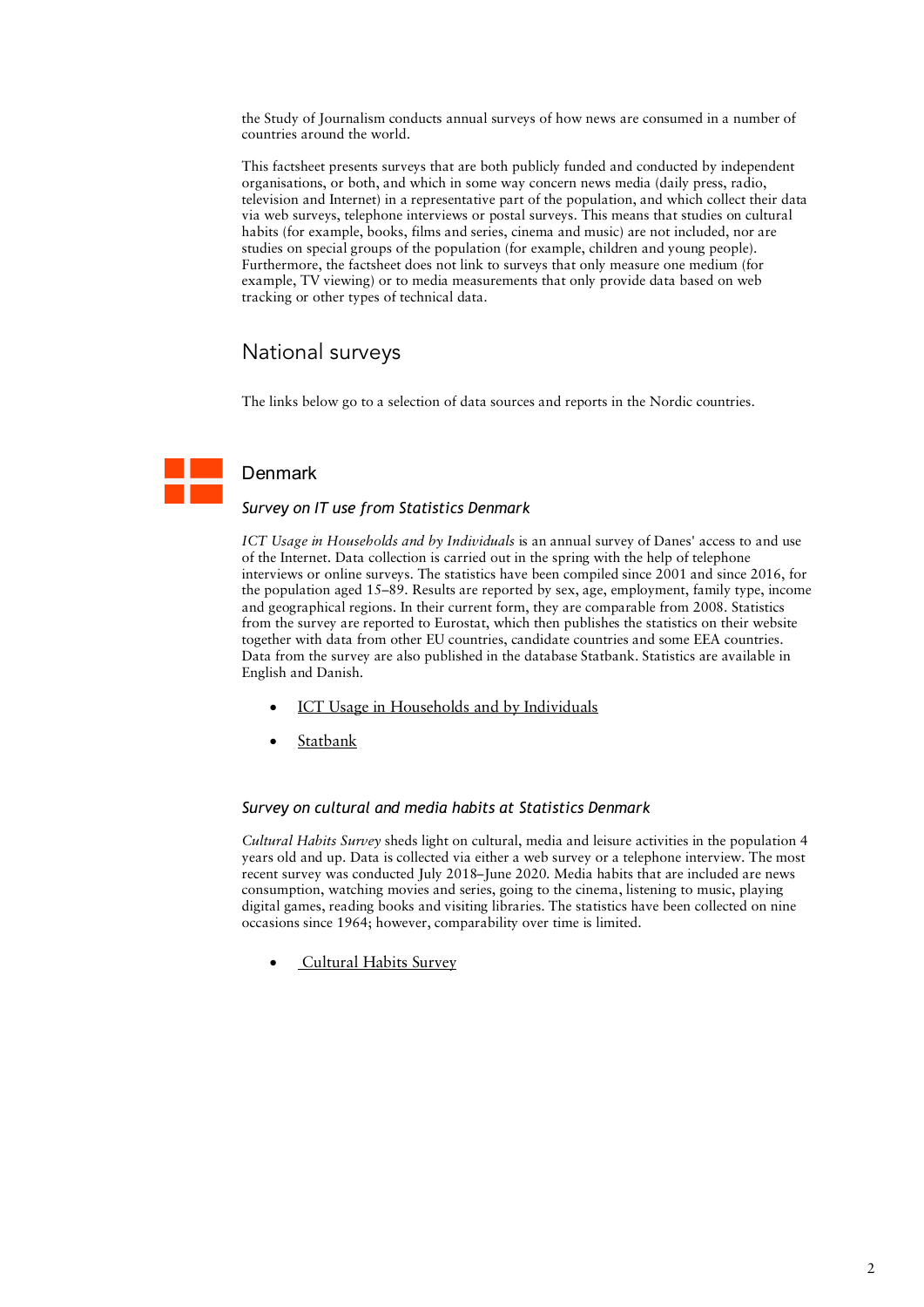the Study of Journalism conducts annual surveys of how news are consumed in a number of countries around the world.

This factsheet presents surveys that are both publicly funded and conducted by independent organisations, or both, and which in some way concern news media (daily press, radio, television and Internet) in a representative part of the population, and which collect their data via web surveys, telephone interviews or postal surveys. This means that studies on cultural habits (for example, books, films and series, cinema and music) are not included, nor are studies on special groups of the population (for example, children and young people). Furthermore, the factsheet does not link to surveys that only measure one medium (for example, TV viewing) or to media measurements that only provide data based on web tracking or other types of technical data.

## National surveys

The links below go to a selection of data sources and reports in the Nordic countries.

### Denmark

#### *Survey on IT use from Statistics Denmark*

*ICT Usage in Households and by Individuals* is an annual survey of Danes' access to and use of the Internet. Data collection is carried out in the spring with the help of telephone interviews or online surveys. The statistics have been compiled since 2001 and since 2016, for the population aged 15–89. Results are reported by sex, age, employment, family type, income and geographical regions. In their current form, they are comparable from 2008. Statistics from the survey are reported to Eurostat, which then publishes the statistics on their website together with data from other EU countries, candidate countries and some EEA countries. Data from the survey are also published in the database Statbank. Statistics are available in English and Danish.

- ICT Usage in Households and by Individuals
- Statbank

#### *Survey on cultural and media habits at Statistics Denmark*

*Cultural Habits Survey* sheds light on cultural, media and leisure activities in the population 4 years old and up. Data is collected via either a web survey or a telephone interview. The most recent survey was conducted July 2018–June 2020. Media habits that are included are news consumption, watching movies and series, going to the cinema, listening to music, playing digital games, reading books and visiting libraries. The statistics have been collected on nine occasions since 1964; however, comparability over time is limited.

- Cultural Habits Survey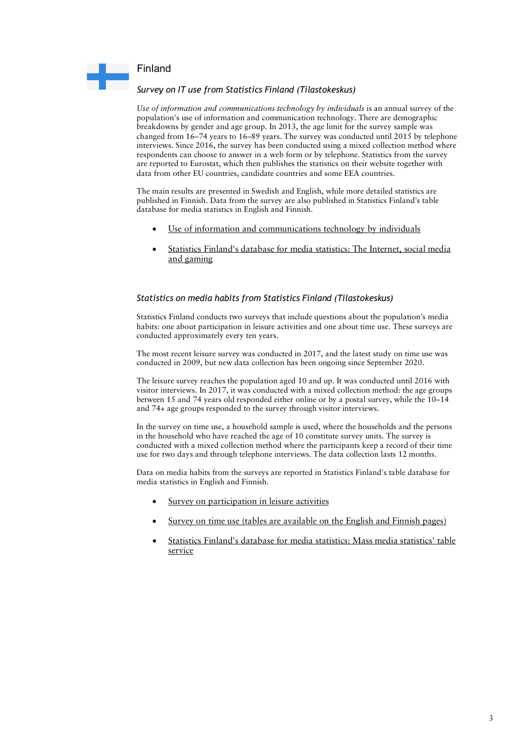## Finland

### *Survey on IT use from Statistics Finland (Tilastokeskus)*

*Use of information and communications technology by individuals* is an annual survey of the population's use of information and communication technology. There are demographic breakdowns by gender and age group. In 2013, the age limit for the survey sample was changed from 16–74 years to 16–89 years. The survey was conducted until 2015 by telephone interviews. Since 2016, the survey has been conducted using a mixed collection method where respondents can choose to answer in a web form or by telephone. Statistics from the survey are reported to Eurostat, which then publishes the statistics on their website together with data from other EU countries, candidate countries and some EEA countries.

The main results are presented in Swedish and English, while more detailed statistics are published in Finnish. Data from the survey are also published in Statistics Finland's table database for media statistics in English and Finnish.

- Use of information and communications technology by individuals
- Statistics Finland's database for media statistics: The Internet, social media and gaming

### *Statistics on media habits from Statistics Finland (Tilastokeskus)*

Statistics Finland conducts two surveys that include questions about the population's media habits: one about participation in leisure activities and one about time use. These surveys are conducted approximately every ten years.

The most recent leisure survey was conducted in 2017, and the latest study on time use was conducted in 2009, but new data collection has been ongoing since September 2020.

The leisure survey reaches the population aged 10 and up. It was conducted until 2016 with visitor interviews. In 2017, it was conducted with a mixed collection method: the age groups between 15 and 74 years old responded either online or by a postal survey, while the 10–14 and 74+ age groups responded to the survey through visitor interviews.

In the survey on time use, a household sample is used, where the households and the persons in the household who have reached the age of 10 constitute survey units. The survey is conducted with a mixed collection method where the participants keep a record of their time use for two days and through telephone interviews. The data collection lasts 12 months.

Data on media habits from the surveys are reported in Statistics Finland's table database for media statistics in English and Finnish.

- Survey on participation in leisure activities
- Survey on time use (tables are available on the English and Finnish pages)
- Statistics Finland's database for media statistics: Mass media statistics' table service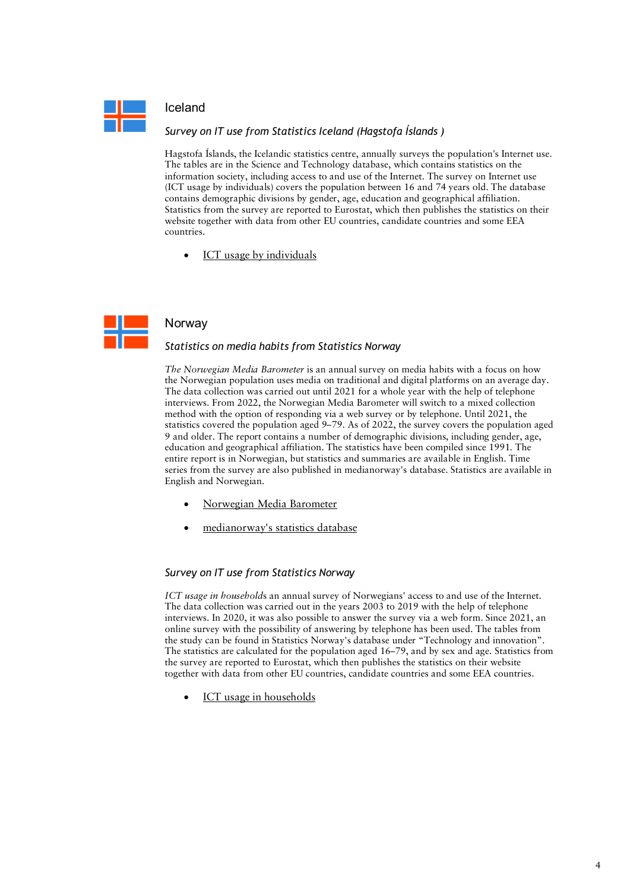## Iceland

### *Survey on IT use from Statistics Iceland (Hagstofa Íslands )*

Hagstofa Íslands, the Icelandic statistics centre, annually surveys the population's Internet use. The tables are in the Science and Technology database, which contains statistics on the information society, including access to and use of the Internet. The survey on Internet use (ICT usage by individuals) covers the population between 16 and 74 years old. The database contains demographic divisions by gender, age, education and geographical affiliation. Statistics from the survey are reported to Eurostat, which then publishes the statistics on their website together with data from other EU countries, candidate countries and some EEA countries.

- ICT usage by individuals

## Norway

### *Statistics on media habits from Statistics Norway*

*The Norwegian Media Barometer* is an annual survey on media habits with a focus on how the Norwegian population uses media on traditional and digital platforms on an average day. The data collection was carried out until 2021 for a whole year with the help of telephone interviews. From 2022, the Norwegian Media Barometer will switch to a mixed collection method with the option of responding via a web survey or by telephone. Until 2021, the statistics covered the population aged 9–79. As of 2022, the survey covers the population aged 9 and older. The report contains a number of demographic divisions, including gender, age, education and geographical affiliation. The statistics have been compiled since 1991. The entire report is in Norwegian, but statistics and summaries are available in English. Time series from the survey are also published in medianorway's database. Statistics are available in English and Norwegian.

- Norwegian Media Barometer
- medianorway's statistics database

### *Survey on IT use from Statistics Norway*

*ICT usage in households* an annual survey of Norwegians' access to and use of the Internet. The data collection was carried out in the years 2003 to 2019 with the help of telephone interviews. In 2020, it was also possible to answer the survey via a web form. Since 2021, an online survey with the possibility of answering by telephone has been used. The tables from the study can be found in Statistics Norway's database under "Technology and innovation". The statistics are calculated for the population aged 16–79, and by sex and age. Statistics from the survey are reported to Eurostat, which then publishes the statistics on their website together with data from other EU countries, candidate countries and some EEA countries.

- ICT usage in households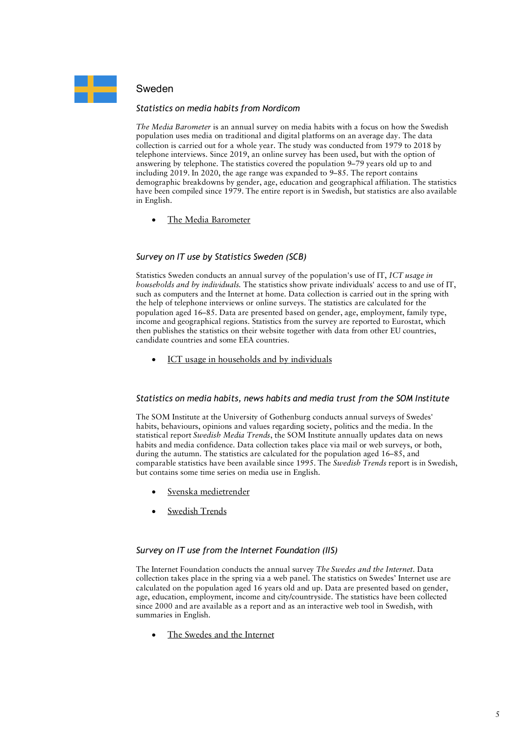## Sweden

### *Statistics on media habits from Nordicom*

*The Media Barometer* is an annual survey on media habits with a focus on how the Swedish population uses media on traditional and digital platforms on an average day. The data collection is carried out for a whole year. The study was conducted from 1979 to 2018 by telephone interviews. Since 2019, an online survey has been used, but with the option of answering by telephone. The statistics covered the population 9–79 years old up to and including 2019. In 2020, the age range was expanded to 9–85. The report contains demographic breakdowns by gender, age, education and geographical affiliation. The statistics have been compiled since 1979. The entire report is in Swedish, but statistics are also available in English.

- The Media Barometer

### *Survey on IT use by Statistics Sweden (SCB)*

Statistics Sweden conducts an annual survey of the population's use of IT, *ICT usage in households and by individuals*. The statistics show private individuals' access to and use of IT, such as computers and the Internet at home. Data collection is carried out in the spring with the help of telephone interviews or online surveys. The statistics are calculated for the population aged 16–85. Data are presented based on gender, age, employment, family type, income and geographical regions. Statistics from the survey are reported to Eurostat, which then publishes the statistics on their website together with data from other EU countries, candidate countries and some EEA countries.

- ICT usage in households and by individuals

### *Statistics on media habits, news habits and media trust from the SOM Institute*

The SOM Institute at the University of Gothenburg conducts annual surveys of Swedes' habits, behaviours, opinions and values regarding society, politics and the media. In the statistical report *Swedish Media Trends*, the SOM Institute annually updates data on news habits and media confidence. Data collection takes place via mail or web surveys, or both, during the autumn. The statistics are calculated for the population aged 16–85, and comparable statistics have been available since 1995. The *Swedish Trends* report is in Swedish, but contains some time series on media use in English.

- Svenska medietrender
- Swedish Trends

### *Survey on IT use from the Internet Foundation (IIS)*

The Internet Foundation conducts the annual survey *The Swedes and the Internet*. Data collection takes place in the spring via a web panel. The statistics on Swedes' Internet use are calculated on the population aged 16 years old and up. Data are presented based on gender, age, education, employment, income and city/countryside. The statistics have been collected since 2000 and are available as a report and as an interactive web tool in Swedish, with summaries in English.

- The Swedes and the Internet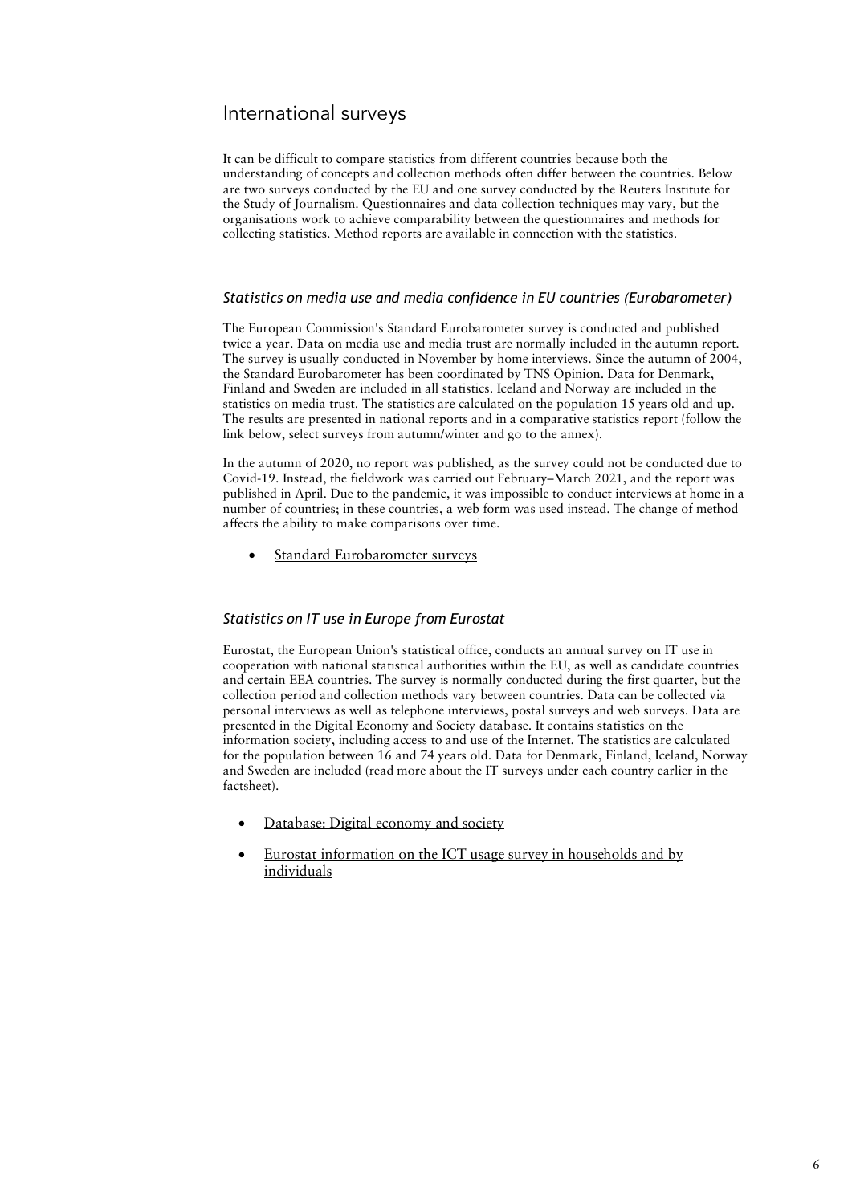## International surveys

It can be difficult to compare statistics from different countries because both the understanding of concepts and collection methods often differ between the countries. Below are two surveys conducted by the EU and one survey conducted by the Reuters Institute for the Study of Journalism. Questionnaires and data collection techniques may vary, but the organisations work to achieve comparability between the questionnaires and methods for collecting statistics. Method reports are available in connection with the statistics.

### *Statistics on media use and media confidence in EU countries (Eurobarometer)*

The European Commission's Standard Eurobarometer survey is conducted and published twice a year. Data on media use and media trust are normally included in the autumn report. The survey is usually conducted in November by home interviews. Since the autumn of 2004, the Standard Eurobarometer has been coordinated by TNS Opinion. Data for Denmark, Finland and Sweden are included in all statistics. Iceland and Norway are included in the statistics on media trust. The statistics are calculated on the population 15 years old and up. The results are presented in national reports and in a comparative statistics report (follow the link below, select surveys from autumn/winter and go to the annex).

In the autumn of 2020, no report was published, as the survey could not be conducted due to Covid-19. Instead, the fieldwork was carried out February–March 2021, and the report was published in April. Due to the pandemic, it was impossible to conduct interviews at home in a number of countries; in these countries, a web form was used instead. The change of method affects the ability to make comparisons over time.

- Standard Eurobarometer surveys

### *Statistics on IT use in Europe from Eurostat*

Eurostat, the European Union's statistical office, conducts an annual survey on IT use in cooperation with national statistical authorities within the EU, as well as candidate countries and certain EEA countries. The survey is normally conducted during the first quarter, but the collection period and collection methods vary between countries. Data can be collected via personal interviews as well as telephone interviews, postal surveys and web surveys. Data are presented in the Digital Economy and Society database. It contains statistics on the information society, including access to and use of the Internet. The statistics are calculated for the population between 16 and 74 years old. Data for Denmark, Finland, Iceland, Norway and Sweden are included (read more about the IT surveys under each country earlier in the factsheet).

- Database: Digital economy and society
- Eurostat information on the ICT usage survey in households and by individuals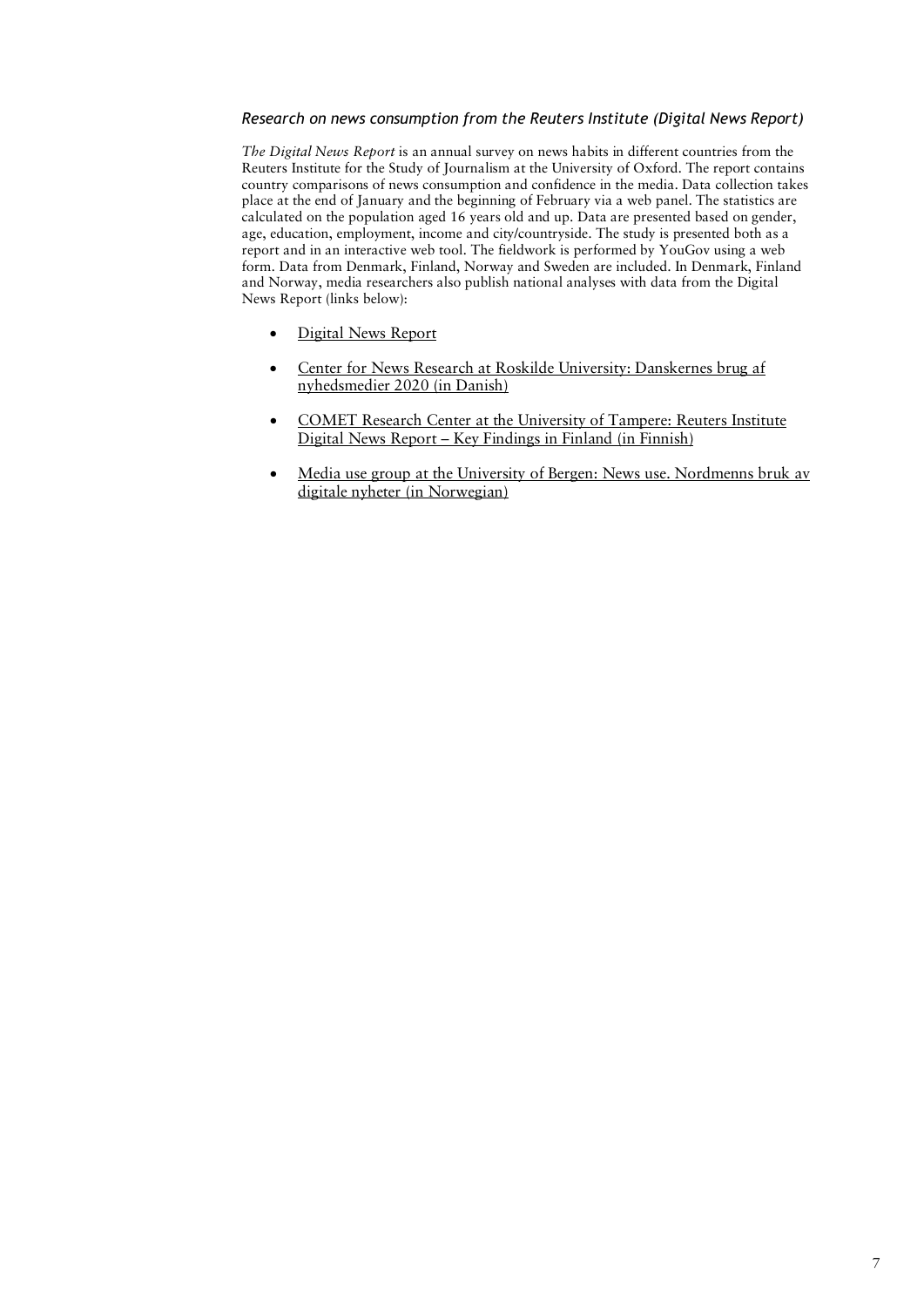### *Research on news consumption from the Reuters Institute (Digital News Report)*

*The Digital News Report* is an annual survey on news habits in different countries from the Reuters Institute for the Study of Journalism at the University of Oxford. The report contains country comparisons of news consumption and confidence in the media. Data collection takes place at the end of January and the beginning of February via a web panel. The statistics are calculated on the population aged 16 years old and up. Data are presented based on gender, age, education, employment, income and city/countryside. The study is presented both as a report and in an interactive web tool. The fieldwork is performed by YouGov using a web form. Data from Denmark, Finland, Norway and Sweden are included. In Denmark, Finland and Norway, media researchers also publish national analyses with data from the Digital News Report (links below):

- Digital News Report
- Center for News Research at Roskilde University: Danskernes brug af nyhedsmedier 2020 (in Danish)
- COMET Research Center at the University of Tampere: Reuters Institute Digital News Report – Key Findings in Finland (in Finnish)
- Media use group at the University of Bergen: News use. Nordmenns bruk av digitale nyheter (in Norwegian)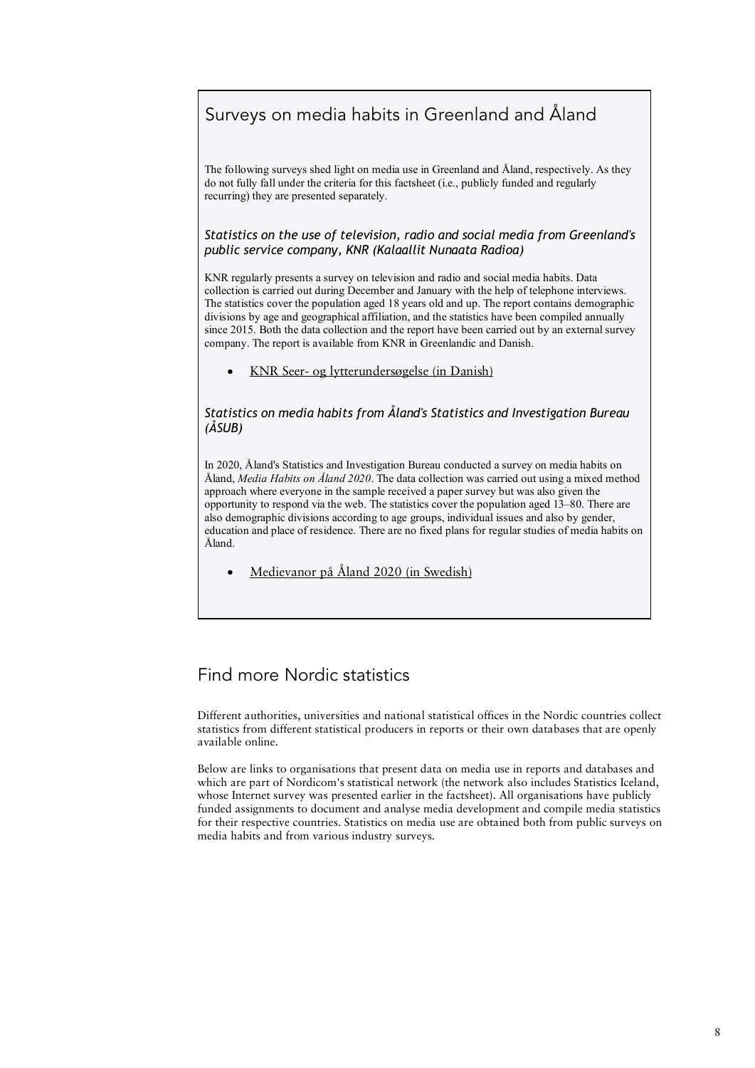## Surveys on media habits in Greenland and Åland

The following surveys shed light on media use in Greenland and Åland, respectively. As they do not fully fall under the criteria for this factsheet (i.e., publicly funded and regularly recurring) they are presented separately.

### *Statistics on the use of television, radio and social media from Greenland's public service company, KNR (Kalaallit Nunaata Radioa)*

KNR regularly presents a survey on television and radio and social media habits. Data collection is carried out during December and January with the help of telephone interviews. The statistics cover the population aged 18 years old and up. The report contains demographic divisions by age and geographical affiliation, and the statistics have been compiled annually since 2015. Both the data collection and the report have been carried out by an external survey company. The report is available from KNR in Greenlandic and Danish.

- KNR Seer- og lytterundersøgelse (in Danish)

### *Statistics on media habits from Åland's Statistics and Investigation Bureau (ÅSUB)*

In 2020, Åland's Statistics and Investigation Bureau conducted a survey on media habits on Åland, *Media Habits on Åland 2020*. The data collection was carried out using a mixed method approach where everyone in the sample received a paper survey but was also given the opportunity to respond via the web. The statistics cover the population aged 13–80. There are also demographic divisions according to age groups, individual issues and also by gender, education and place of residence. There are no fixed plans for regular studies of media habits on Åland.

- Medievanor på Åland 2020 (in Swedish)

## Find more Nordic statistics

Different authorities, universities and national statistical offices in the Nordic countries collect statistics from different statistical producers in reports or their own databases that are openly available online.

Below are links to organisations that present data on media use in reports and databases and which are part of Nordicom's statistical network (the network also includes Statistics Iceland, whose Internet survey was presented earlier in the factsheet). All organisations have publicly funded assignments to document and analyse media development and compile media statistics for their respective countries. Statistics on media use are obtained both from public surveys on media habits and from various industry surveys.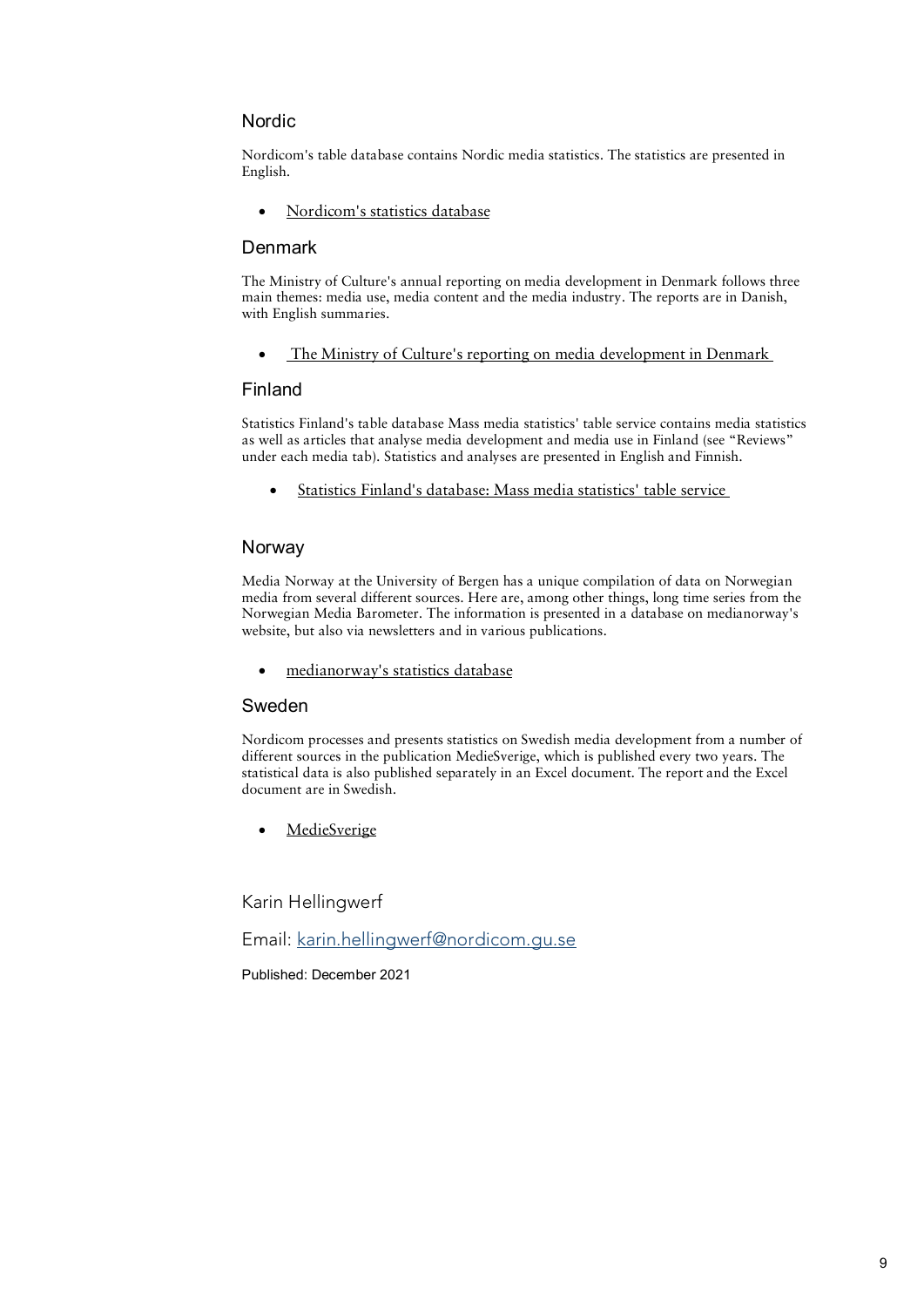## Nordic

Nordicom's table database contains Nordic media statistics. The statistics are presented in English.

- Nordicom's statistics database

## Denmark

The Ministry of Culture's annual reporting on media development in Denmark follows three main themes: media use, media content and the media industry. The reports are in Danish, with English summaries.

- The Ministry of Culture's reporting on media development in Denmark

## Finland

Statistics Finland's table database Mass media statistics' table service contains media statistics as well as articles that analyse media development and media use in Finland (see "Reviews" under each media tab). Statistics and analyses are presented in English and Finnish.

- Statistics Finland's database: Mass media statistics' table service

## Norway

Media Norway at the University of Bergen has a unique compilation of data on Norwegian media from several different sources. Here are, among other things, long time series from the Norwegian Media Barometer. The information is presented in a database on medianorway's website, but also via newsletters and in various publications.

- medianorway's statistics database

## Sweden

Nordicom processes and presents statistics on Swedish media development from a number of different sources in the publication MedieSverige, which is published every two years. The statistical data is also published separately in an Excel document. The report and the Excel document are in Swedish.

- MedieSverige

Karin Hellingwerf

Email: karin.hellingwerf@nordicom.gu.se

Published: December 2021